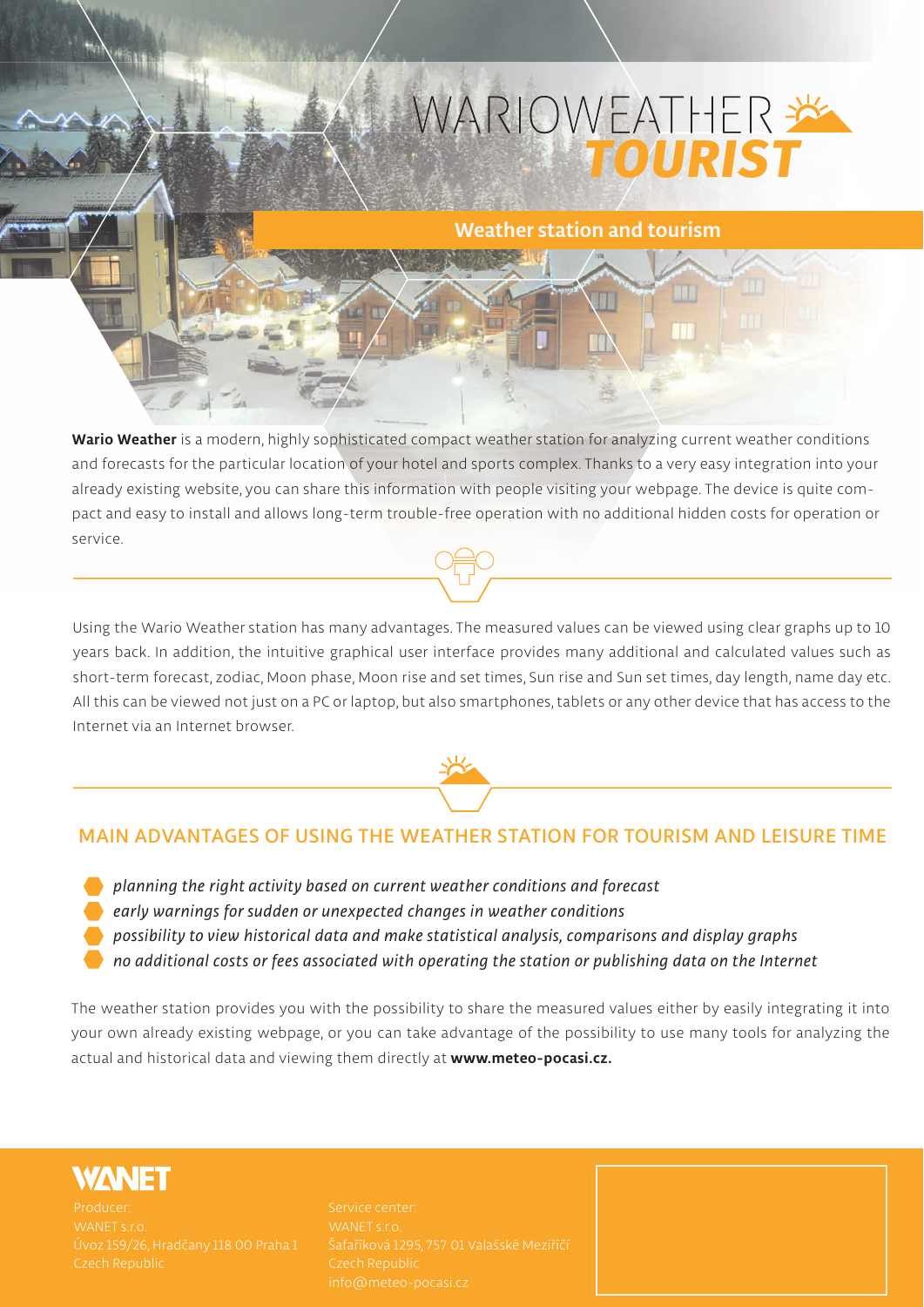# WARIOWEATHER TOURIST

## Weather station and tourism

**Wario Weather** is a modern, highly sophisticated compact weather station for analyzing current weather conditions and forecasts for the particular location of your hotel and sports complex. Thanks to a very easy integration into your already existing website, you can share this information with people visiting your webpage. The device is quite compact and easy to install and allows long-term trouble-free operation with no additional hidden costs for operation or service.

Using the Wario Weather station has many advantages. The measured values can be viewed using clear graphs up to 10 years back. In addition, the intuitive graphical user interface provides many additional and calculated values such as short-term forecast, zodiac, Moon phase, Moon rise and set times, Sun rise and Sun set times, day length, name day etc. All this can be viewed not just on a PC or laptop, but also smartphones, tablets or any other device that has access to the Internet via an Internet browser.

## MAIN ADVANTAGES OF USING THE WEATHER STATION FOR TOURISM AND LEISURE TIME

- *planning the right activity based on current weather conditions and forecast*
- *early warnings for sudden or unexpected changes in weather conditions*
- *possibility to view historical data and make statistical analysis, comparisons and display graphs*
- *no additional costs or fees associated with operating the station or publishing data on the Internet*

The weather station provides you with the possibility to share the measured values either by easily integrating it into your own already existing webpage, or you can take advantage of the possibility to use many tools for analyzing the actual and historical data and viewing them directly at **www.meteo-pocasi.cz.**

**WANET**

Producer:
WANET s.r.o.
Úvoz 159/26, Hradčany 118 00 Praha 1
Czech Republic

Service center:
WANET s.r.o.
Šafaříková 1295, 757 01 Valašské Meziříčí
Czech Republic
info@meteo-pocasi.cz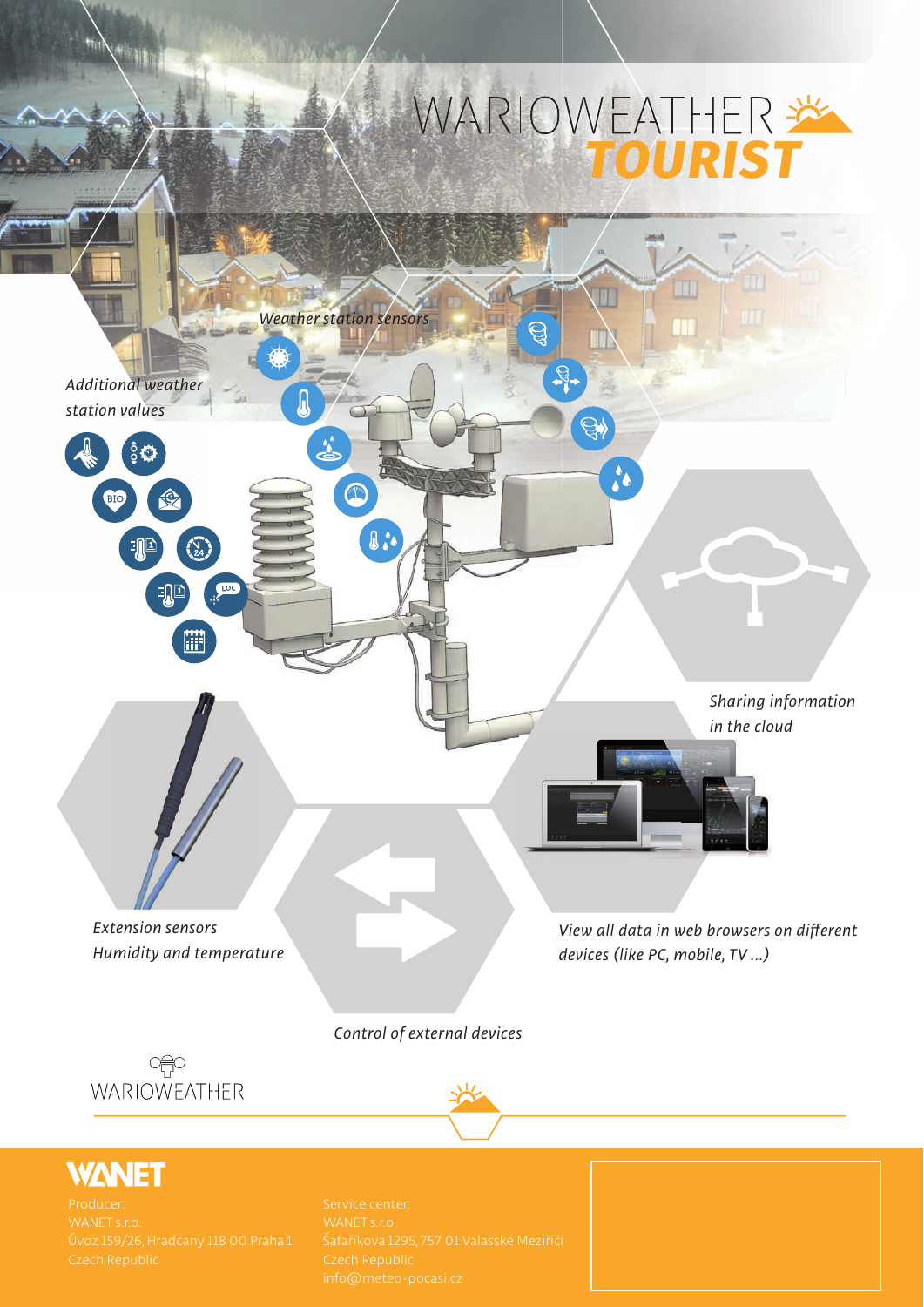# WARIOWEATHER TOURIST

*Weather station sensors*

*Additional weather station values*

*Sharing information in the cloud*

*Extension sensors*
*Humidity and temperature*

*View all data in web browsers on different devices (like PC, mobile, TV ...)*

*Control of external devices*

WARIOWEATHER

WANET

Producer:
WANET s.r.o.
Úvoz 159/26, Hradčany 118 00 Praha 1
Czech Republic

Service center:
WANET s.r.o.
Šafaříková 1295, 757 01 Valašské Meziříčí
Czech Republic
info@meteo-pocasi.cz